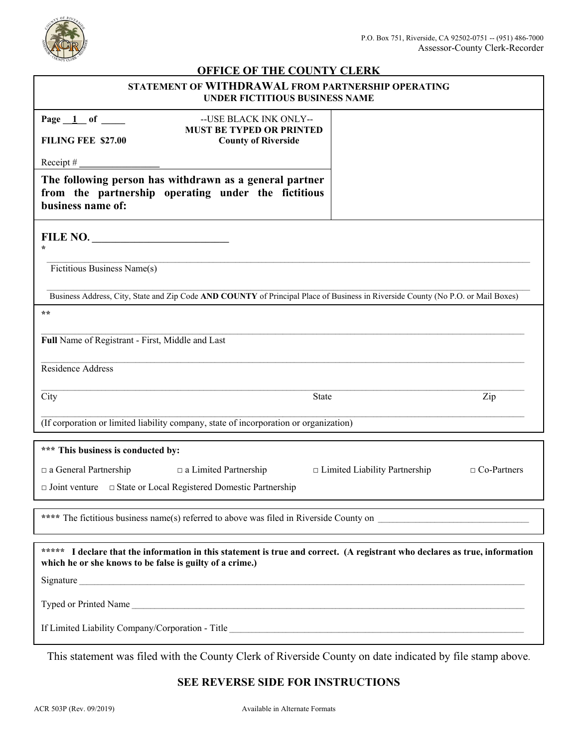P.O. Box 751, Riverside, CA 92502-0751 -- (951) 486-7000
Assessor-County Clerk-Recorder

## OFFICE OF THE COUNTY CLERK

### STATEMENT OF WITHDRAWAL FROM PARTNERSHIP OPERATING UNDER FICTITIOUS BUSINESS NAME

**Page \_\_1\_\_ of \_\_\_\_\_**

**FILING FEE $27.00**

Receipt # \_\_\_\_\_\_\_\_\_\_\_\_\_\_\_\_

--USE BLACK INK ONLY--
**MUST BE TYPED OR PRINTED**
**County of Riverside**

**The following person has withdrawn as a general partner from the partnership operating under the fictitious business name of:**

**FILE NO. \_\_\_\_\_\_\_\_\_\_\_\_\_\_\_\_\_\_\_\_\_\_\_\_**

*

\_\_\_\_\_\_\_\_\_\_\_\_\_\_\_\_\_\_\_\_\_\_\_\_\_\_\_\_\_\_\_\_\_\_\_\_\_\_\_\_\_\_\_\_\_\_\_\_
Fictitious Business Name(s)

\_\_\_\_\_\_\_\_\_\_\_\_\_\_\_\_\_\_\_\_\_\_\_\_\_\_\_\_\_\_\_\_\_\_\_\_\_\_\_\_\_\_\_\_\_\_\_\_
Business Address, City, State and Zip Code **AND COUNTY** of Principal Place of Business in Riverside County (No P.O. or Mail Boxes)

**

\_\_\_\_\_\_\_\_\_\_\_\_\_\_\_\_\_\_\_\_\_\_\_\_\_\_\_\_\_\_\_\_\_\_\_\_\_\_\_\_\_\_\_\_\_\_\_\_
**Full** Name of Registrant - First, Middle and Last

\_\_\_\_\_\_\_\_\_\_\_\_\_\_\_\_\_\_\_\_\_\_\_\_\_\_\_\_\_\_\_\_\_\_\_\_\_\_\_\_\_\_\_\_\_\_\_\_
Residence Address

\_\_\_\_\_\_\_\_\_\_\_\_\_\_\_\_\_\_\_\_\_\_\_\_\_\_\_\_\_\_\_\_\_\_\_\_\_\_\_\_\_\_\_\_\_\_\_\_
City State Zip

\_\_\_\_\_\_\_\_\_\_\_\_\_\_\_\_\_\_\_\_\_\_\_\_\_\_\_\_\_\_\_\_\_\_\_\_\_\_\_\_\_\_\_\_\_\_\_\_
(If corporation or limited liability company, state of incorporation or organization)

**\*\*\* This business is conducted by:**

□ a General Partnership □ a Limited Partnership □ Limited Liability Partnership □ Co-Partners

□ Joint venture □ State or Local Registered Domestic Partnership

**\*\*\*\*** The fictitious business name(s) referred to above was filed in Riverside County on \_\_\_\_\_\_\_\_\_\_\_\_\_\_\_\_\_\_\_\_\_\_\_\_\_\_\_\_\_\_

**\*\*\*\*\* I declare that the information in this statement is true and correct. (A registrant who declares as true, information which he or she knows to be false is guilty of a crime.)**

Signature \_\_\_\_\_\_\_\_\_\_\_\_\_\_\_\_\_\_\_\_\_\_\_\_\_\_\_\_\_\_\_\_\_\_\_\_\_\_\_\_\_\_\_\_

Typed or Printed Name \_\_\_\_\_\_\_\_\_\_\_\_\_\_\_\_\_\_\_\_\_\_\_\_\_\_\_\_\_\_\_\_\_\_\_\_

If Limited Liability Company/Corporation - Title \_\_\_\_\_\_\_\_\_\_\_\_\_\_\_\_\_\_\_\_\_\_\_\_\_\_\_\_

This statement was filed with the County Clerk of Riverside County on date indicated by file stamp above.

**SEE REVERSE SIDE FOR INSTRUCTIONS**

ACR 503P (Rev. 09/2019) Available in Alternate Formats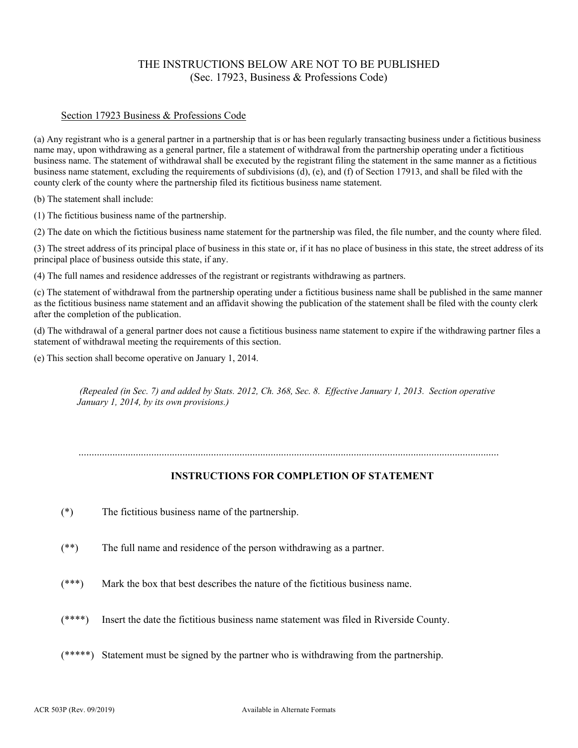THE INSTRUCTIONS BELOW ARE NOT TO BE PUBLISHED
(Sec. 17923, Business & Professions Code)

Section 17923 Business & Professions Code

(a) Any registrant who is a general partner in a partnership that is or has been regularly transacting business under a fictitious business name may, upon withdrawing as a general partner, file a statement of withdrawal from the partnership operating under a fictitious business name. The statement of withdrawal shall be executed by the registrant filing the statement in the same manner as a fictitious business name statement, excluding the requirements of subdivisions (d), (e), and (f) of Section 17913, and shall be filed with the county clerk of the county where the partnership filed its fictitious business name statement.

(b) The statement shall include:

(1) The fictitious business name of the partnership.

(2) The date on which the fictitious business name statement for the partnership was filed, the file number, and the county where filed.

(3) The street address of its principal place of business in this state or, if it has no place of business in this state, the street address of its principal place of business outside this state, if any.

(4) The full names and residence addresses of the registrant or registrants withdrawing as partners.

(c) The statement of withdrawal from the partnership operating under a fictitious business name shall be published in the same manner as the fictitious business name statement and an affidavit showing the publication of the statement shall be filed with the county clerk after the completion of the publication.

(d) The withdrawal of a general partner does not cause a fictitious business name statement to expire if the withdrawing partner files a statement of withdrawal meeting the requirements of this section.

(e) This section shall become operative on January 1, 2014.

*(Repealed (in Sec. 7) and added by Stats. 2012, Ch. 368, Sec. 8. Effective January 1, 2013. Section operative January 1, 2014, by its own provisions.)*

**INSTRUCTIONS FOR COMPLETION OF STATEMENT**

(*) The fictitious business name of the partnership.

(**) The full name and residence of the person withdrawing as a partner.

(***) Mark the box that best describes the nature of the fictitious business name.

(****) Insert the date the fictitious business name statement was filed in Riverside County.

(*****) Statement must be signed by the partner who is withdrawing from the partnership.

ACR 503P (Rev. 09/2019) Available in Alternate Formats